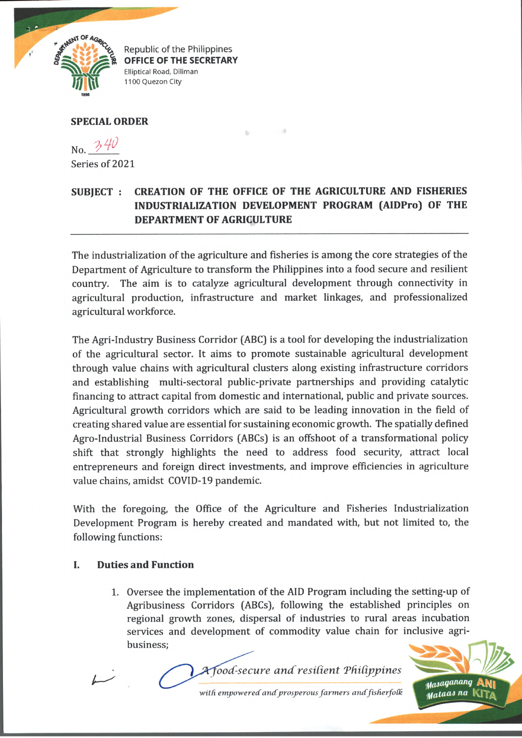Republic of the Philippines
**OFFICE OF THE SECRETARY**
Elliptical Road, Diliman
1100 Quezon City

**SPECIAL ORDER**

No. 340
Series of 2021

**SUBJECT : CREATION OF THE OFFICE OF THE AGRICULTURE AND FISHERIES INDUSTRIALIZATION DEVELOPMENT PROGRAM (AIDPro) OF THE DEPARTMENT OF AGRICULTURE**

---

The industrialization of the agriculture and fisheries is among the core strategies of the Department of Agriculture to transform the Philippines into a food secure and resilient country. The aim is to catalyze agricultural development through connectivity in agricultural production, infrastructure and market linkages, and professionalized agricultural workforce.

The Agri-Industry Business Corridor (ABC) is a tool for developing the industrialization of the agricultural sector. It aims to promote sustainable agricultural development through value chains with agricultural clusters along existing infrastructure corridors and establishing multi-sectoral public-private partnerships and providing catalytic financing to attract capital from domestic and international, public and private sources. Agricultural growth corridors which are said to be leading innovation in the field of creating shared value are essential for sustaining economic growth. The spatially defined Agro-Industrial Business Corridors (ABCs) is an offshoot of a transformational policy shift that strongly highlights the need to address food security, attract local entrepreneurs and foreign direct investments, and improve efficiencies in agriculture value chains, amidst COVID-19 pandemic.

With the foregoing, the Office of the Agriculture and Fisheries Industrialization Development Program is hereby created and mandated with, but not limited to, the following functions:

## I. Duties and Function

1. Oversee the implementation of the AID Program including the setting-up of Agribusiness Corridors (ABCs), following the established principles on regional growth zones, dispersal of industries to rural areas incubation services and development of commodity value chain for inclusive agri-business;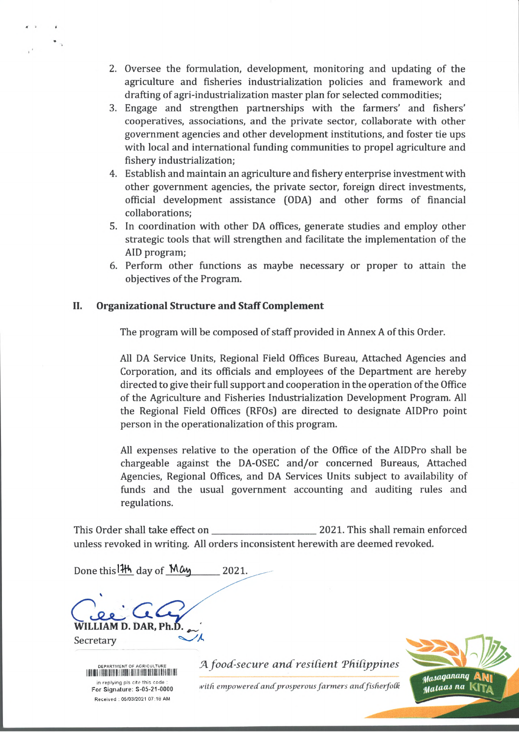2. Oversee the formulation, development, monitoring and updating of the agriculture and fisheries industrialization policies and framework and drafting of agri-industrialization master plan for selected commodities;
3. Engage and strengthen partnerships with the farmers' and fishers' cooperatives, associations, and the private sector, collaborate with other government agencies and other development institutions, and foster tie ups with local and international funding communities to propel agriculture and fishery industrialization;
4. Establish and maintain an agriculture and fishery enterprise investment with other government agencies, the private sector, foreign direct investments, official development assistance (ODA) and other forms of financial collaborations;
5. In coordination with other DA offices, generate studies and employ other strategic tools that will strengthen and facilitate the implementation of the AID program;
6. Perform other functions as maybe necessary or proper to attain the objectives of the Program.

## II. Organizational Structure and Staff Complement

The program will be composed of staff provided in Annex A of this Order.

All DA Service Units, Regional Field Offices Bureau, Attached Agencies and Corporation, and its officials and employees of the Department are hereby directed to give their full support and cooperation in the operation of the Office of the Agriculture and Fisheries Industrialization Development Program. All the Regional Field Offices (RFOs) are directed to designate AIDPro point person in the operationalization of this program.

All expenses relative to the operation of the Office of the AIDPro shall be chargeable against the DA-OSEC and/or concerned Bureaus, Attached Agencies, Regional Offices, and DA Services Units subject to availability of funds and the usual government accounting and auditing rules and regulations.

This Order shall take effect on ______________________ 2021. This shall remain enforced unless revoked in writing. All orders inconsistent herewith are deemed revoked.

Done this 17th day of May 2021.

**WILLIAM D. DAR, Ph.D.**
Secretary

DEPARTMENT OF AGRICULTURE
in replying pls cite this code :
For Signature: S-05-21-0000
Received : 05/03/2021 07:18 AM

*A food-secure and resilient Philippines with empowered and prosperous farmers and fisherfolk*

Masaganang ANI Mataas na KITA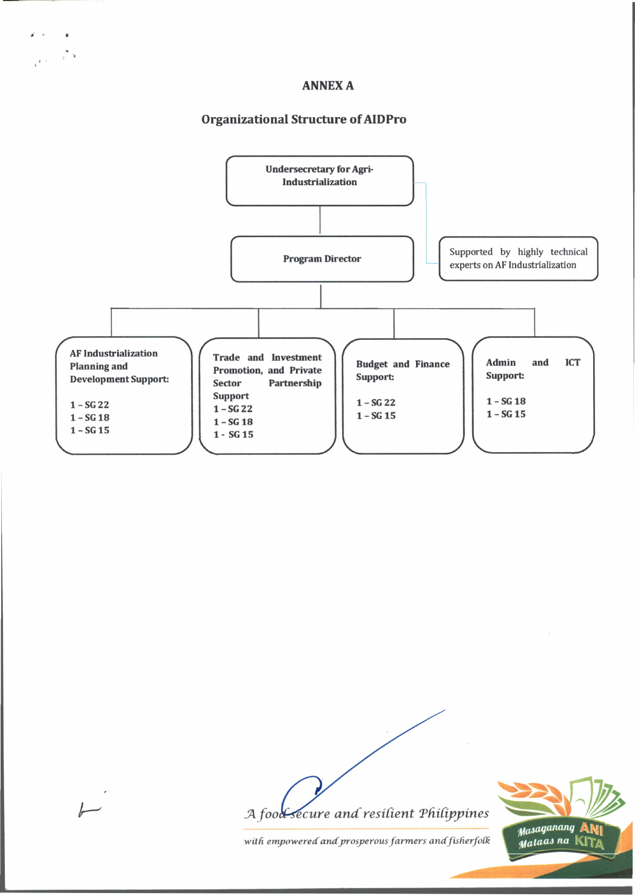# ANNEX A

## Organizational Structure of AIDPro

**Undersecretary for Agri-Industrialization**

Supported by highly technical experts on AF Industrialization

**Program Director**

**AF Industrialization Planning and Development Support:**

**1 – SG 22**
**1 – SG 18**
**1 – SG 15**

**Trade and Investment Promotion, and Private Sector Partnership Support**

**1 – SG 22**
**1 – SG 18**
**1 - SG 15**

**Budget and Finance Support:**

**1 – SG 22**
**1 – SG 15**

**Admin and ICT Support:**

**1 – SG 18**
**1 – SG 15**

*A food-secure and resilient Philippines*

*with empowered and prosperous farmers and fisherfolk*

Masaganang ANI Mataas na KITA